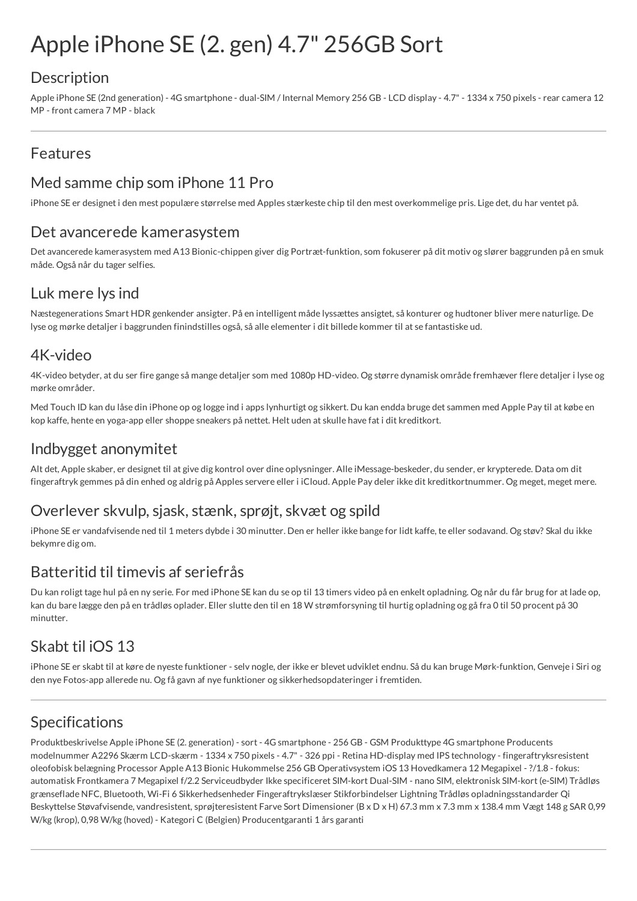# Apple iPhone SE (2. gen) 4.7" 256GB Sort

## Description

Apple iPhone SE (2nd generation) - 4G smartphone - dual-SIM / Internal Memory 256 GB - LCD display - 4.7" - 1334 x 750 pixels - rear camera 12 MP - front camera 7 MP - black

---

## Features

### Med samme chip som iPhone 11 Pro

iPhone SE er designet i den mest populære størrelse med Apples stærkeste chip til den mest overkommelige pris. Lige det, du har ventet på.

### Det avancerede kamerasystem

Det avancerede kamerasystem med A13 Bionic-chippen giver dig Portræt-funktion, som fokuserer på dit motiv og slører baggrunden på en smuk måde. Også når du tager selfies.

### Luk mere lys ind

Næstegenerations Smart HDR genkender ansigter. På en intelligent måde lyssættes ansigtet, så konturer og hudtoner bliver mere naturlige. De lyse og mørke detaljer i baggrunden finindstilles også, så alle elementer i dit billede kommer til at se fantastiske ud.

### 4K-video

4K-video betyder, at du ser fire gange så mange detaljer som med 1080p HD-video. Og større dynamisk område fremhæver flere detaljer i lyse og mørke områder.

Med Touch ID kan du låse din iPhone op og logge ind i apps lynhurtigt og sikkert. Du kan endda bruge det sammen med Apple Pay til at købe en kop kaffe, hente en yoga-app eller shoppe sneakers på nettet. Helt uden at skulle have fat i dit kreditkort.

### Indbygget anonymitet

Alt det, Apple skaber, er designet til at give dig kontrol over dine oplysninger. Alle iMessage-beskeder, du sender, er krypterede. Data om dit fingeraftryk gemmes på din enhed og aldrig på Apples servere eller i iCloud. Apple Pay deler ikke dit kreditkortnummer. Og meget, meget mere.

### Overlever skvulp, sjask, stænk, sprøjt, skvæt og spild

iPhone SE er vandafvisende ned til 1 meters dybde i 30 minutter. Den er heller ikke bange for lidt kaffe, te eller sodavand. Og støv? Skal du ikke bekymre dig om.

### Batteritid til timevis af seriefrås

Du kan roligt tage hul på en ny serie. For med iPhone SE kan du se op til 13 timers video på en enkelt opladning. Og når du får brug for at lade op, kan du bare lægge den på en trådløs oplader. Eller slutte den til en 18 W strømforsyning til hurtig opladning og gå fra 0 til 50 procent på 30 minutter.

### Skabt til iOS 13

iPhone SE er skabt til at køre de nyeste funktioner - selv nogle, der ikke er blevet udviklet endnu. Så du kan bruge Mørk-funktion, Genveje i Siri og den nye Fotos-app allerede nu. Og få gavn af nye funktioner og sikkerhedsopdateringer i fremtiden.

---

## Specifications

Produktbeskrivelse Apple iPhone SE (2. generation) - sort - 4G smartphone - 256 GB - GSM Produkttype 4G smartphone Producents modelnummer A2296 Skærm LCD-skærm - 1334 x 750 pixels - 4.7" - 326 ppi - Retina HD-display med IPS technology - fingeraftryksresistent oleofobisk belægning Processor Apple A13 Bionic Hukommelse 256 GB Operativsystem iOS 13 Hovedkamera 12 Megapixel - ?/1.8 - fokus: automatisk Frontkamera 7 Megapixel f/2.2 Serviceudbyder Ikke specificeret SIM-kort Dual-SIM - nano SIM, elektronisk SIM-kort (e-SIM) Trådløs grænseflade NFC, Bluetooth, Wi-Fi 6 Sikkerhedsenheder Fingeraftrykslæser Stikforbindelser Lightning Trådløs opladningsstandarder Qi Beskyttelse Støvafvisende, vandresistent, sprøjteresistent Farve Sort Dimensioner (B x D x H) 67.3 mm x 7.3 mm x 138.4 mm Vægt 148 g SAR 0,99 W/kg (krop), 0,98 W/kg (hoved) - Kategori C (Belgien) Producentgaranti 1 års garanti

---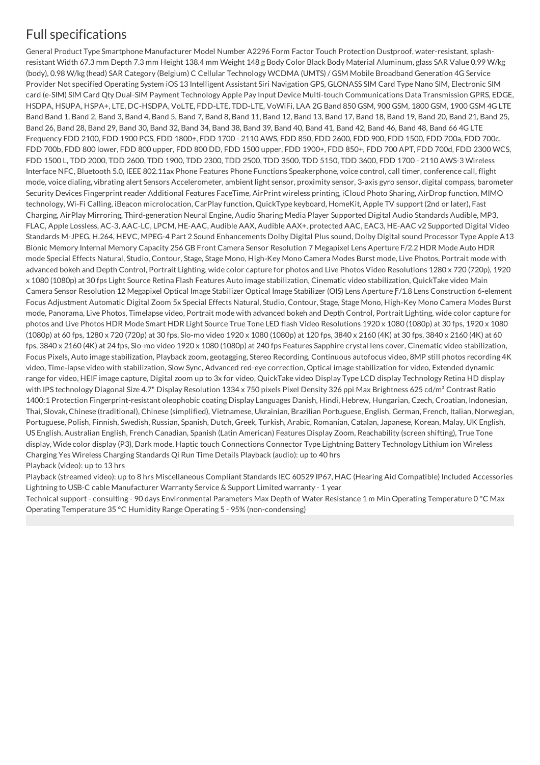# Full specifications

General Product Type Smartphone Manufacturer Model Number A2296 Form Factor Touch Protection Dustproof, water-resistant, splash-resistant Width 67.3 mm Depth 7.3 mm Height 138.4 mm Weight 148 g Body Color Black Body Material Aluminum, glass SAR Value 0.99 W/kg (body), 0.98 W/kg (head) SAR Category (Belgium) C Cellular Technology WCDMA (UMTS) / GSM Mobile Broadband Generation 4G Service Provider Not specified Operating System iOS 13 Intelligent Assistant Siri Navigation GPS, GLONASS SIM Card Type Nano SIM, Electronic SIM card (e-SIM) SIM Card Qty Dual-SIM Payment Technology Apple Pay Input Device Multi-touch Communications Data Transmission GPRS, EDGE, HSDPA, HSUPA, HSPA+, LTE, DC-HSDPA, VoLTE, FDD-LTE, TDD-LTE, VoWiFi, LAA 2G Band 850 GSM, 900 GSM, 1800 GSM, 1900 GSM 4G LTE Band Band 1, Band 2, Band 3, Band 4, Band 5, Band 7, Band 8, Band 11, Band 12, Band 13, Band 17, Band 18, Band 19, Band 20, Band 21, Band 25, Band 26, Band 28, Band 29, Band 30, Band 32, Band 34, Band 38, Band 39, Band 40, Band 41, Band 42, Band 46, Band 48, Band 66 4G LTE Frequency FDD 2100, FDD 1900 PCS, FDD 1800+, FDD 1700 - 2110 AWS, FDD 850, FDD 2600, FDD 900, FDD 1500, FDD 700a, FDD 700c, FDD 700b, FDD 800 lower, FDD 800 upper, FDD 800 DD, FDD 1500 upper, FDD 1900+, FDD 850+, FDD 700 APT, FDD 700d, FDD 2300 WCS, FDD 1500 L, TDD 2000, TDD 2600, TDD 1900, TDD 2300, TDD 2500, TDD 3500, TDD 5150, TDD 3600, FDD 1700 - 2110 AWS-3 Wireless Interface NFC, Bluetooth 5.0, IEEE 802.11ax Phone Features Phone Functions Speakerphone, voice control, call timer, conference call, flight mode, voice dialing, vibrating alert Sensors Accelerometer, ambient light sensor, proximity sensor, 3-axis gyro sensor, digital compass, barometer Security Devices Fingerprint reader Additional Features FaceTime, AirPrint wireless printing, iCloud Photo Sharing, AirDrop function, MIMO technology, Wi-Fi Calling, iBeacon microlocation, CarPlay function, QuickType keyboard, HomeKit, Apple TV support (2nd or later), Fast Charging, AirPlay Mirroring, Third-generation Neural Engine, Audio Sharing Media Player Supported Digital Audio Standards Audible, MP3, FLAC, Apple Lossless, AC-3, AAC-LC, LPCM, HE-AAC, Audible AAX, Audible AAX+, protected AAC, EAC3, HE-AAC v2 Supported Digital Video Standards M-JPEG, H.264, HEVC, MPEG-4 Part 2 Sound Enhancements Dolby Digital Plus sound, Dolby Digital sound Processor Type Apple A13 Bionic Memory Internal Memory Capacity 256 GB Front Camera Sensor Resolution 7 Megapixel Lens Aperture F/2.2 HDR Mode Auto HDR mode Special Effects Natural, Studio, Contour, Stage, Stage Mono, High-Key Mono Camera Modes Burst mode, Live Photos, Portrait mode with advanced bokeh and Depth Control, Portrait Lighting, wide color capture for photos and Live Photos Video Resolutions 1280 x 720 (720p), 1920 x 1080 (1080p) at 30 fps Light Source Retina Flash Features Auto image stabilization, Cinematic video stabilization, QuickTake video Main Camera Sensor Resolution 12 Megapixel Optical Image Stabilizer Optical Image Stabilizer (OIS) Lens Aperture ƒ/1.8 Lens Construction 6-element Focus Adjustment Automatic Digital Zoom 5x Special Effects Natural, Studio, Contour, Stage, Stage Mono, High-Key Mono Camera Modes Burst mode, Panorama, Live Photos, Timelapse video, Portrait mode with advanced bokeh and Depth Control, Portrait Lighting, wide color capture for photos and Live Photos HDR Mode Smart HDR Light Source True Tone LED flash Video Resolutions 1920 x 1080 (1080p) at 30 fps, 1920 x 1080 (1080p) at 60 fps, 1280 x 720 (720p) at 30 fps, Slo-mo video 1920 x 1080 (1080p) at 120 fps, 3840 x 2160 (4K) at 30 fps, 3840 x 2160 (4K) at 60 fps, 3840 x 2160 (4K) at 24 fps, Slo-mo video 1920 x 1080 (1080p) at 240 fps Features Sapphire crystal lens cover, Cinematic video stabilization, Focus Pixels, Auto image stabilization, Playback zoom, geotagging, Stereo Recording, Continuous autofocus video, 8MP still photos recording 4K video, Time-lapse video with stabilization, Slow Sync, Advanced red-eye correction, Optical image stabilization for video, Extended dynamic range for video, HEIF image capture, Digital zoom up to 3x for video, QuickTake video Display Type LCD display Technology Retina HD display with IPS technology Diagonal Size 4.7" Display Resolution 1334 x 750 pixels Pixel Density 326 ppi Max Brightness 625 cd/m² Contrast Ratio 1400:1 Protection Fingerprint-resistant oleophobic coating Display Languages Danish, Hindi, Hebrew, Hungarian, Czech, Croatian, Indonesian, Thai, Slovak, Chinese (traditional), Chinese (simplified), Vietnamese, Ukrainian, Brazilian Portuguese, English, German, French, Italian, Norwegian, Portuguese, Polish, Finnish, Swedish, Russian, Spanish, Dutch, Greek, Turkish, Arabic, Romanian, Catalan, Japanese, Korean, Malay, UK English, US English, Australian English, French Canadian, Spanish (Latin American) Features Display Zoom, Reachability (screen shifting), True Tone display, Wide color display (P3), Dark mode, Haptic touch Connections Connector Type Lightning Battery Technology Lithium ion Wireless Charging Yes Wireless Charging Standards Qi Run Time Details Playback (audio): up to 40 hrs
Playback (video): up to 13 hrs
Playback (streamed video): up to 8 hrs Miscellaneous Compliant Standards IEC 60529 IP67, HAC (Hearing Aid Compatible) Included Accessories Lightning to USB-C cable Manufacturer Warranty Service & Support Limited warranty - 1 year
Technical support - consulting - 90 days Environmental Parameters Max Depth of Water Resistance 1 m Min Operating Temperature 0 °C Max Operating Temperature 35 °C Humidity Range Operating 5 - 95% (non-condensing)